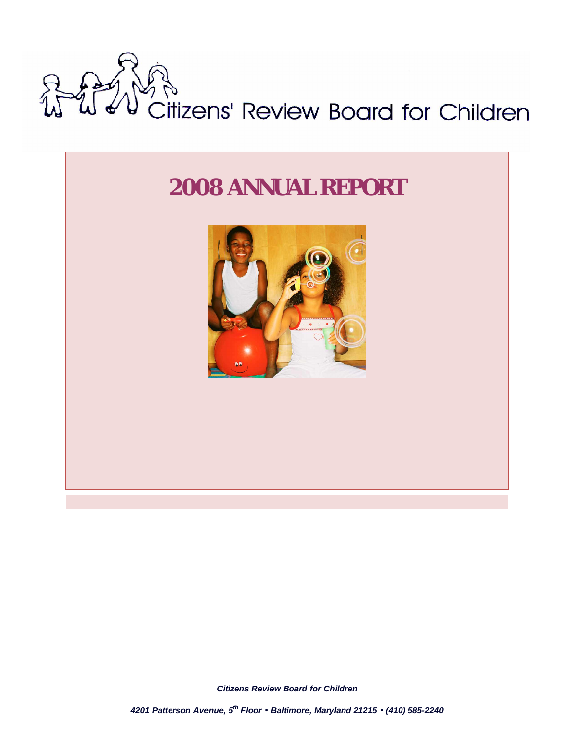# Citizens' Review Board for Children

## 2008 ANNUAL REPORT

***Citizens Review Board for Children***

***4201 Patterson Avenue, 5th Floor • Baltimore, Maryland 21215 • (410) 585-2240***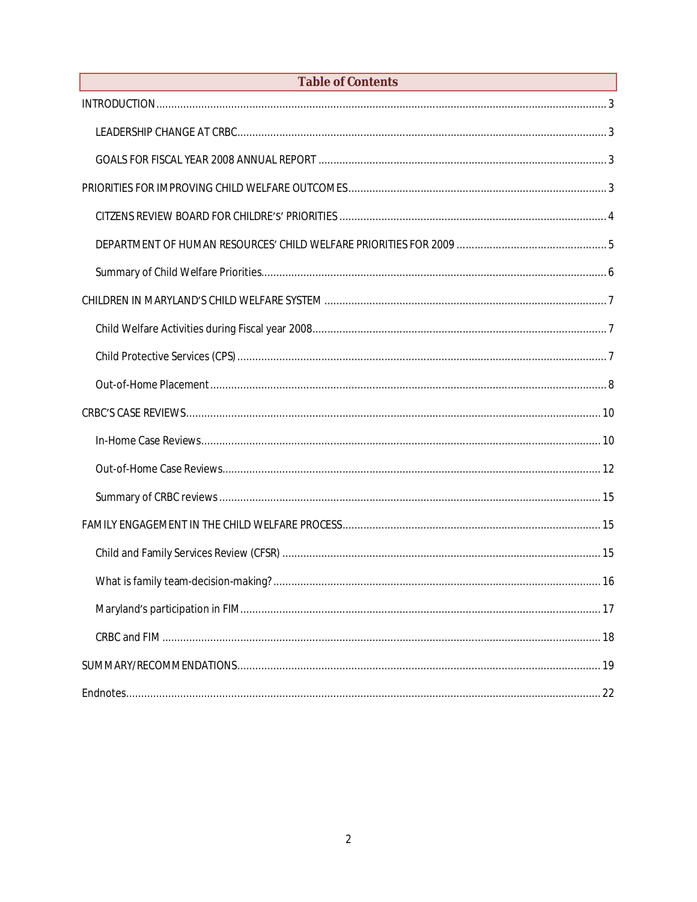## Table of Contents

INTRODUCTION ........ 3

- LEADERSHIP CHANGE AT CRBC ........ 3
- GOALS FOR FISCAL YEAR 2008 ANNUAL REPORT ........ 3

PRIORITIES FOR IMPROVING CHILD WELFARE OUTCOMES ........ 3

- CITZENS REVIEW BOARD FOR CHILDRE'S' PRIORITIES ........ 4
- DEPARTMENT OF HUMAN RESOURCES' CHILD WELFARE PRIORITIES FOR 2009 ........ 5
- Summary of Child Welfare Priorities ........ 6

CHILDREN IN MARYLAND'S CHILD WELFARE SYSTEM ........ 7

- Child Welfare Activities during Fiscal year 2008 ........ 7
- Child Protective Services (CPS) ........ 7
- Out-of-Home Placement ........ 8

CRBC'S CASE REVIEWS ........ 10

- In-Home Case Reviews ........ 10
- Out-of-Home Case Reviews ........ 12
- Summary of CRBC reviews ........ 15

FAMILY ENGAGEMENT IN THE CHILD WELFARE PROCESS ........ 15

- Child and Family Services Review (CFSR) ........ 15
- What is family team-decision-making? ........ 16
- Maryland's participation in FIM ........ 17
- CRBC and FIM ........ 18

SUMMARY/RECOMMENDATIONS ........ 19

Endnotes ........ 22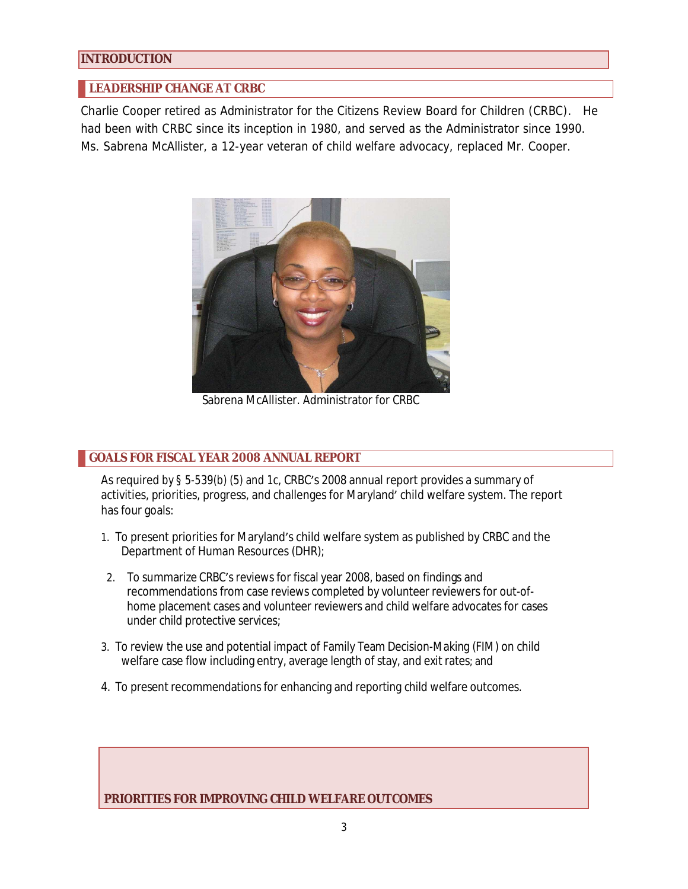# INTRODUCTION

## LEADERSHIP CHANGE AT CRBC

Charlie Cooper retired as Administrator for the Citizens Review Board for Children (CRBC). He had been with CRBC since its inception in 1980, and served as the Administrator since 1990. Ms. Sabrena McAllister, a 12-year veteran of child welfare advocacy, replaced Mr. Cooper.

Sabrena McAllister. Administrator for CRBC

## GOALS FOR FISCAL YEAR 2008 ANNUAL REPORT

As required by § 5-539(b) (5) and 1c, CRBC's 2008 annual report provides a summary of activities, priorities, progress, and challenges for Maryland' child welfare system. The report has four goals:

1. To present priorities for Maryland's child welfare system as published by CRBC and the Department of Human Resources (DHR);
2. To summarize CRBC's reviews for fiscal year 2008, based on findings and recommendations from case reviews completed by volunteer reviewers for out-of-home placement cases and volunteer reviewers and child welfare advocates for cases under child protective services;
3. To review the use and potential impact of Family Team Decision-Making (FIM) on child welfare case flow including entry, average length of stay, and exit rates; and
4. To present recommendations for enhancing and reporting child welfare outcomes.

# PRIORITIES FOR IMPROVING CHILD WELFARE OUTCOMES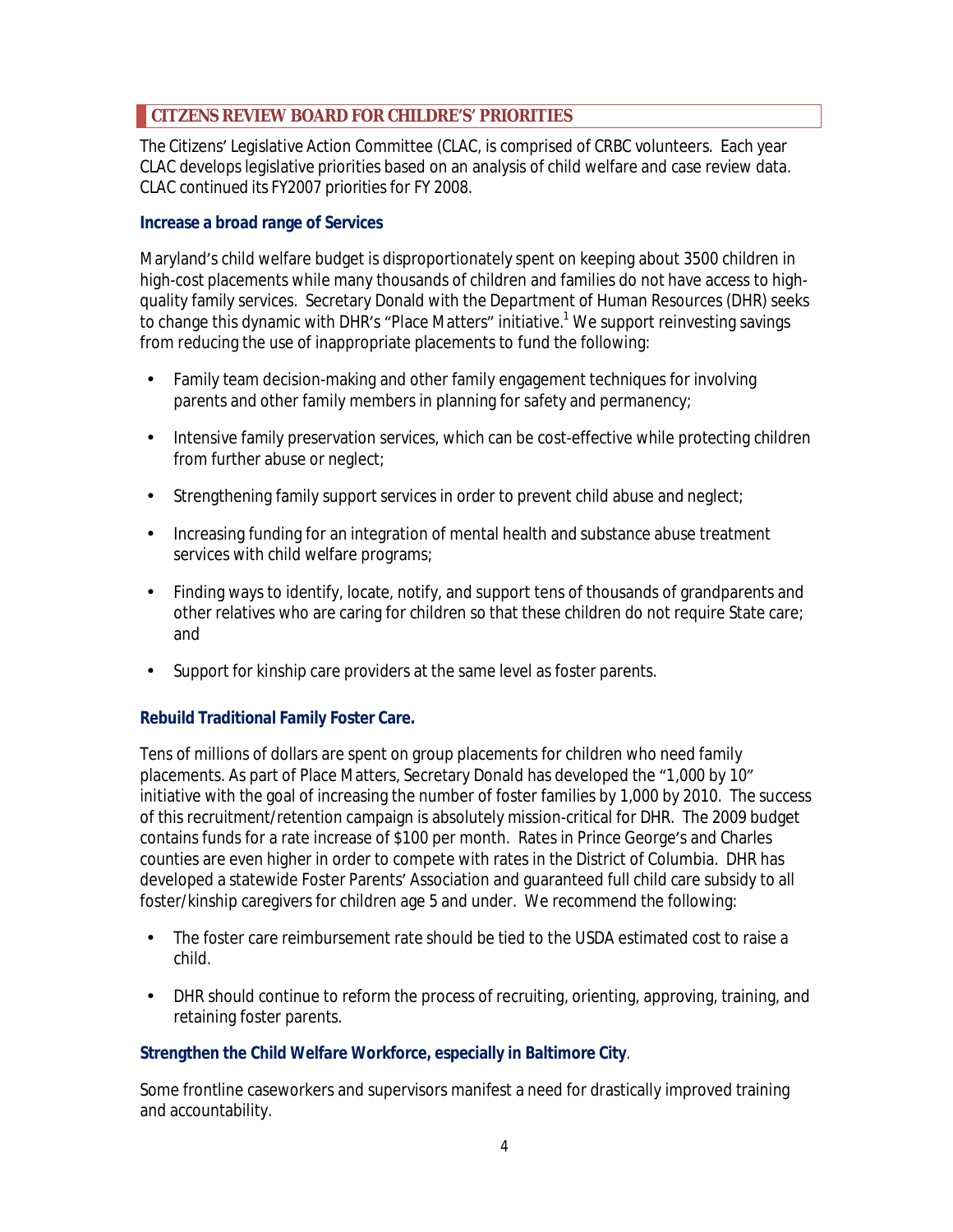## CITZENS REVIEW BOARD FOR CHILDRE'S' PRIORITIES

The Citizens' Legislative Action Committee (CLAC, is comprised of CRBC volunteers. Each year CLAC develops legislative priorities based on an analysis of child welfare and case review data. CLAC continued its FY2007 priorities for FY 2008.

### Increase a broad range of Services

Maryland's child welfare budget is disproportionately spent on keeping about 3500 children in high-cost placements while many thousands of children and families do not have access to high-quality family services. Secretary Donald with the Department of Human Resources (DHR) seeks to change this dynamic with DHR's "Place Matters" initiative.[1] We support reinvesting savings from reducing the use of inappropriate placements to fund the following:

- Family team decision-making and other family engagement techniques for involving parents and other family members in planning for safety and permanency;
- Intensive family preservation services, which can be cost-effective while protecting children from further abuse or neglect;
- Strengthening family support services in order to prevent child abuse and neglect;
- Increasing funding for an integration of mental health and substance abuse treatment services with child welfare programs;
- Finding ways to identify, locate, notify, and support tens of thousands of grandparents and other relatives who are caring for children so that these children do not require State care; and
- Support for kinship care providers at the same level as foster parents.

### Rebuild Traditional Family Foster Care.

Tens of millions of dollars are spent on group placements for children who need family placements. As part of Place Matters, Secretary Donald has developed the "1,000 by 10" initiative with the goal of increasing the number of foster families by 1,000 by 2010. The success of this recruitment/retention campaign is absolutely mission-critical for DHR. The 2009 budget contains funds for a rate increase of $100 per month. Rates in Prince George's and Charles counties are even higher in order to compete with rates in the District of Columbia. DHR has developed a statewide Foster Parents' Association and guaranteed full child care subsidy to all foster/kinship caregivers for children age 5 and under. We recommend the following:

- The foster care reimbursement rate should be tied to the USDA estimated cost to raise a child.
- DHR should continue to reform the process of recruiting, orienting, approving, training, and retaining foster parents.

### Strengthen the Child Welfare Workforce, especially in Baltimore City.

Some frontline caseworkers and supervisors manifest a need for drastically improved training and accountability.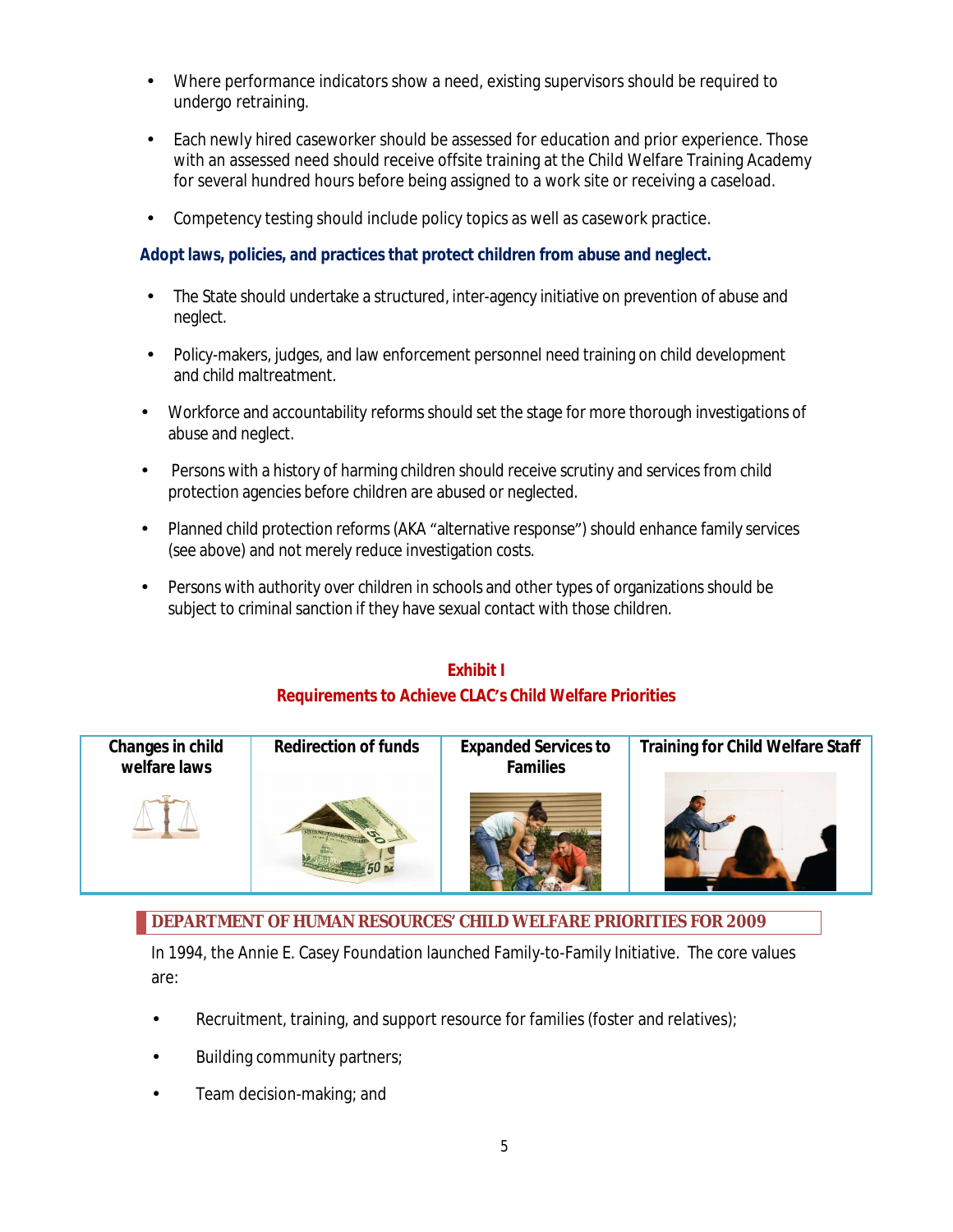- Where performance indicators show a need, existing supervisors should be required to undergo retraining.

- Each newly hired caseworker should be assessed for education and prior experience. Those with an assessed need should receive offsite training at the Child Welfare Training Academy for several hundred hours before being assigned to a work site or receiving a caseload.

- Competency testing should include policy topics as well as casework practice.

**Adopt laws, policies, and practices that protect children from abuse and neglect.**

- The State should undertake a structured, inter-agency initiative on prevention of abuse and neglect.

- Policy-makers, judges, and law enforcement personnel need training on child development and child maltreatment.

- Workforce and accountability reforms should set the stage for more thorough investigations of abuse and neglect.

- Persons with a history of harming children should receive scrutiny and services from child protection agencies before children are abused or neglected.

- Planned child protection reforms (AKA "alternative response") should enhance family services (see above) and not merely reduce investigation costs.

- Persons with authority over children in schools and other types of organizations should be subject to criminal sanction if they have sexual contact with those children.

**Exhibit I**

**Requirements to Achieve CLAC's Child Welfare Priorities**

| Changes in child welfare laws | Redirection of funds | Expanded Services to Families | Training for Child Welfare Staff |
|---|---|---|---|

## DEPARTMENT OF HUMAN RESOURCES' CHILD WELFARE PRIORITIES FOR 2009

In 1994, the Annie E. Casey Foundation launched Family-to-Family Initiative. The core values are:

- Recruitment, training, and support resource for families (foster and relatives);
- Building community partners;
- Team decision-making; and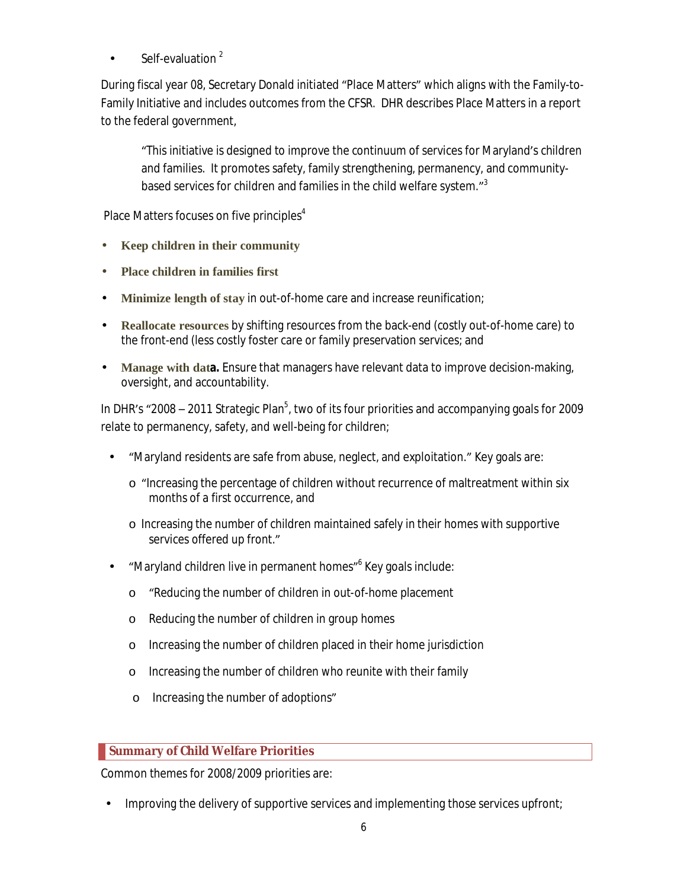- Self-evaluation [2]

During fiscal year 08, Secretary Donald initiated "Place Matters" which aligns with the Family-to-Family Initiative and includes outcomes from the CFSR. DHR describes Place Matters in a report to the federal government,

> "This initiative is designed to improve the continuum of services for Maryland's children and families. It promotes safety, family strengthening, permanency, and community-based services for children and families in the child welfare system."[3]

Place Matters focuses on five principles[4]

- **Keep children in their community**
- **Place children in families first**
- **Minimize length of stay** in out-of-home care and increase reunification;
- **Reallocate resources** by shifting resources from the back-end (costly out-of-home care) to the front-end (less costly foster care or family preservation services; and
- **Manage with data.** Ensure that managers have relevant data to improve decision-making, oversight, and accountability.

In DHR's "2008 – 2011 Strategic Plan[5], two of its four priorities and accompanying goals for 2009 relate to permanency, safety, and well-being for children;

- "Maryland residents are safe from abuse, neglect, and exploitation." Key goals are:
  - "Increasing the percentage of children without recurrence of maltreatment within six months of a first occurrence, and
  - Increasing the number of children maintained safely in their homes with supportive services offered up front."
- "Maryland children live in permanent homes"[6] Key goals include:
  - "Reducing the number of children in out-of-home placement
  - Reducing the number of children in group homes
  - Increasing the number of children placed in their home jurisdiction
  - Increasing the number of children who reunite with their family
  - Increasing the number of adoptions"

## Summary of Child Welfare Priorities

Common themes for 2008/2009 priorities are:

- Improving the delivery of supportive services and implementing those services upfront;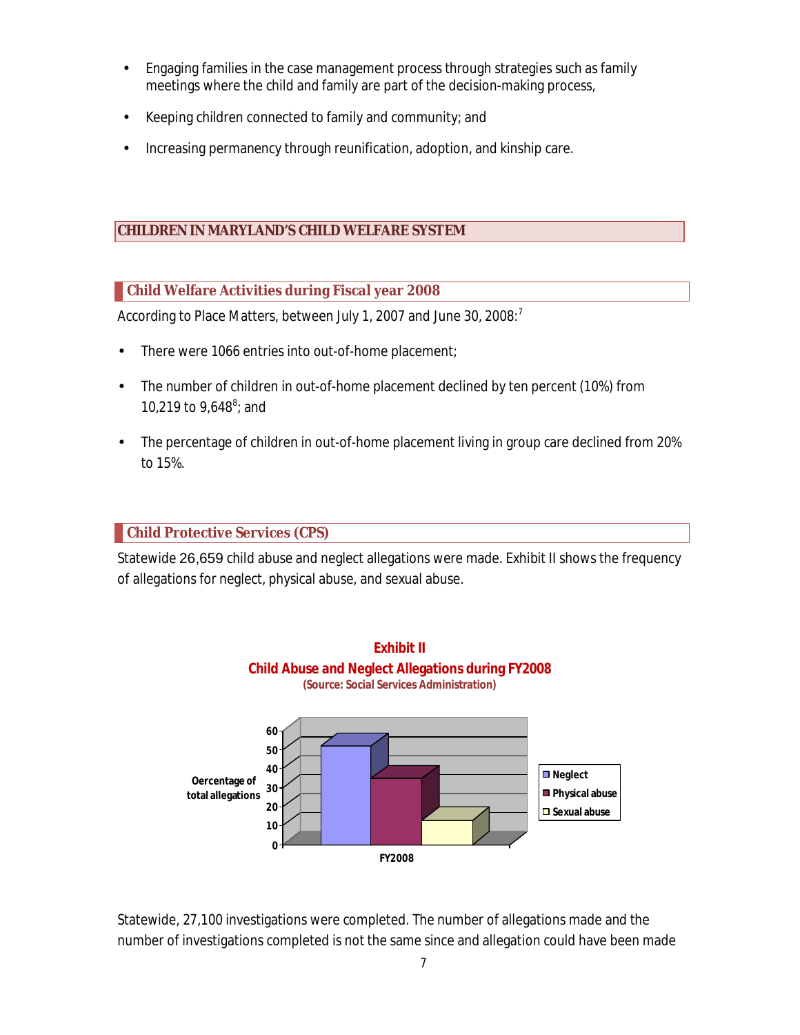- Engaging families in the case management process through strategies such as family meetings where the child and family are part of the decision-making process,
- Keeping children connected to family and community; and
- Increasing permanency through reunification, adoption, and kinship care.

## CHILDREN IN MARYLAND'S CHILD WELFARE SYSTEM

### Child Welfare Activities during Fiscal year 2008

According to Place Matters, between July 1, 2007 and June 30, 2008:[7]

- There were 1066 entries into out-of-home placement;
- The number of children in out-of-home placement declined by ten percent (10%) from 10,219 to 9,648[8]; and
- The percentage of children in out-of-home placement living in group care declined from 20% to 15%.

### Child Protective Services (CPS)

Statewide 26,659 child abuse and neglect allegations were made. Exhibit II shows the frequency of allegations for neglect, physical abuse, and sexual abuse.

**Exhibit II**
**Child Abuse and Neglect Allegations during FY2008**
**(Source: Social Services Administration)**

Statewide, 27,100 investigations were completed. The number of allegations made and the number of investigations completed is not the same since and allegation could have been made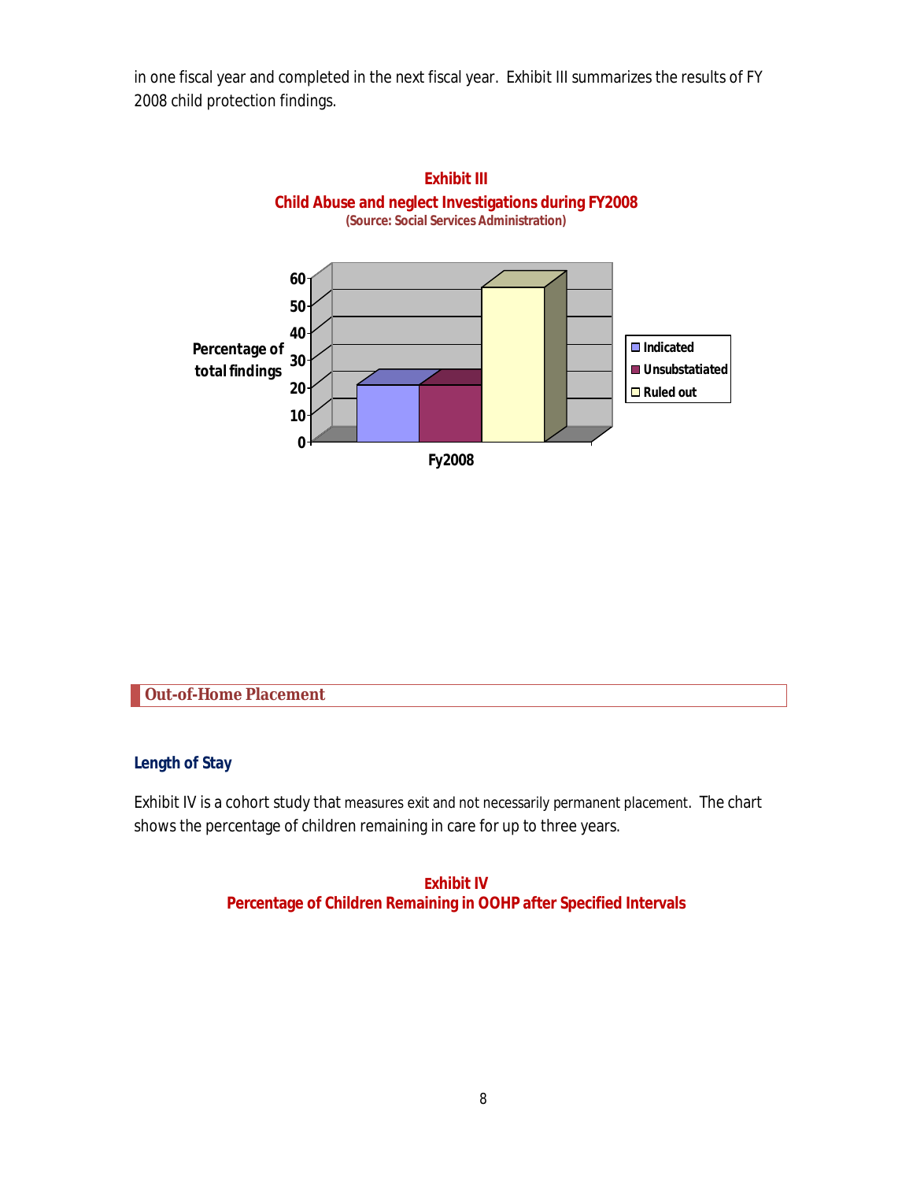in one fiscal year and completed in the next fiscal year. Exhibit III summarizes the results of FY 2008 child protection findings.

**Exhibit III**
**Child Abuse and neglect Investigations during FY2008**
**(Source: Social Services Administration)**

## Out-of-Home Placement

### Length of Stay

Exhibit IV is a cohort study that measures exit and not necessarily permanent placement. The chart shows the percentage of children remaining in care for up to three years.

**Exhibit IV**
**Percentage of Children Remaining in OOHP after Specified Intervals**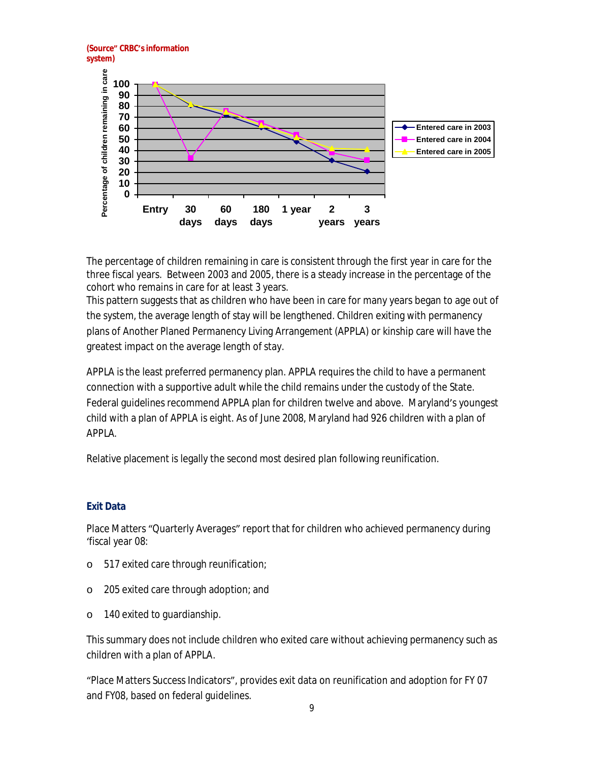(Source" CRBC's information system)

The percentage of children remaining in care is consistent through the first year in care for the three fiscal years. Between 2003 and 2005, there is a steady increase in the percentage of the cohort who remains in care for at least 3 years.
This pattern suggests that as children who have been in care for many years began to age out of the system, the average length of stay will be lengthened. Children exiting with permanency plans of Another Planed Permanency Living Arrangement (APPLA) or kinship care will have the greatest impact on the average length of stay.

APPLA is the least preferred permanency plan. APPLA requires the child to have a permanent connection with a supportive adult while the child remains under the custody of the State. Federal guidelines recommend APPLA plan for children twelve and above. Maryland's youngest child with a plan of APPLA is eight. As of June 2008, Maryland had 926 children with a plan of APPLA.

Relative placement is legally the second most desired plan following reunification.

## Exit Data

Place Matters "Quarterly Averages" report that for children who achieved permanency during 'fiscal year 08:

- 517 exited care through reunification;
- 205 exited care through adoption; and
- 140 exited to guardianship.

This summary does not include children who exited care without achieving permanency such as children with a plan of APPLA.

"Place Matters Success Indicators", provides exit data on reunification and adoption for FY 07 and FY08, based on federal guidelines.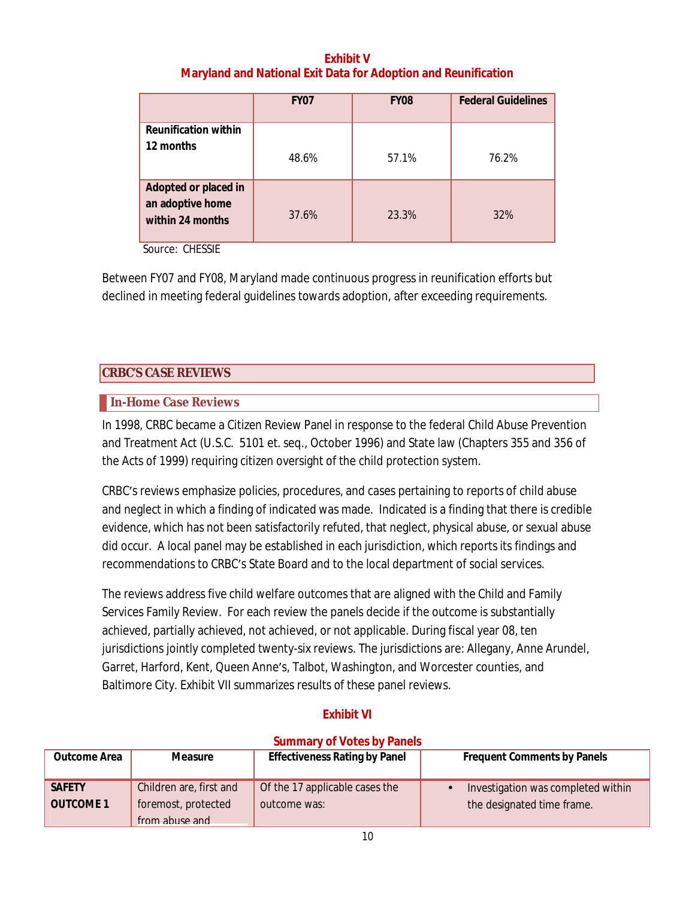**Exhibit V**
**Maryland and National Exit Data for Adoption and Reunification**

| | FY07 | FY08 | Federal Guidelines |
|---|---|---|---|
| **Reunification within 12 months** | 48.6% | 57.1% | 76.2% |
| **Adopted or placed in an adoptive home within 24 months** | 37.6% | 23.3% | 32% |

Source: CHESSIE

Between FY07 and FY08, Maryland made continuous progress in reunification efforts but declined in meeting federal guidelines towards adoption, after exceeding requirements.

## CRBC'S CASE REVIEWS

### In-Home Case Reviews

In 1998, CRBC became a Citizen Review Panel in response to the federal Child Abuse Prevention and Treatment Act (U.S.C. 5101 et. seq., October 1996) and State law (Chapters 355 and 356 of the Acts of 1999) requiring citizen oversight of the child protection system.

CRBC's reviews emphasize policies, procedures, and cases pertaining to reports of child abuse and neglect in which a finding of indicated was made. Indicated is a finding that there is credible evidence, which has not been satisfactorily refuted, that neglect, physical abuse, or sexual abuse did occur. A local panel may be established in each jurisdiction, which reports its findings and recommendations to CRBC's State Board and to the local department of social services.

The reviews address five child welfare outcomes that are aligned with the Child and Family Services Family Review. For each review the panels decide if the outcome is substantially achieved, partially achieved, not achieved, or not applicable. During fiscal year 08, ten jurisdictions jointly completed twenty-six reviews. The jurisdictions are: Allegany, Anne Arundel, Garret, Harford, Kent, Queen Anne's, Talbot, Washington, and Worcester counties, and Baltimore City. Exhibit VII summarizes results of these panel reviews.

**Exhibit VI**

**Summary of Votes by Panels**

| Outcome Area | Measure | Effectiveness Rating by Panel | Frequent Comments by Panels |
|---|---|---|---|
| **SAFETY OUTCOME 1** | Children are, first and foremost, protected from abuse and | Of the 17 applicable cases the outcome was: | • Investigation was completed within the designated time frame. |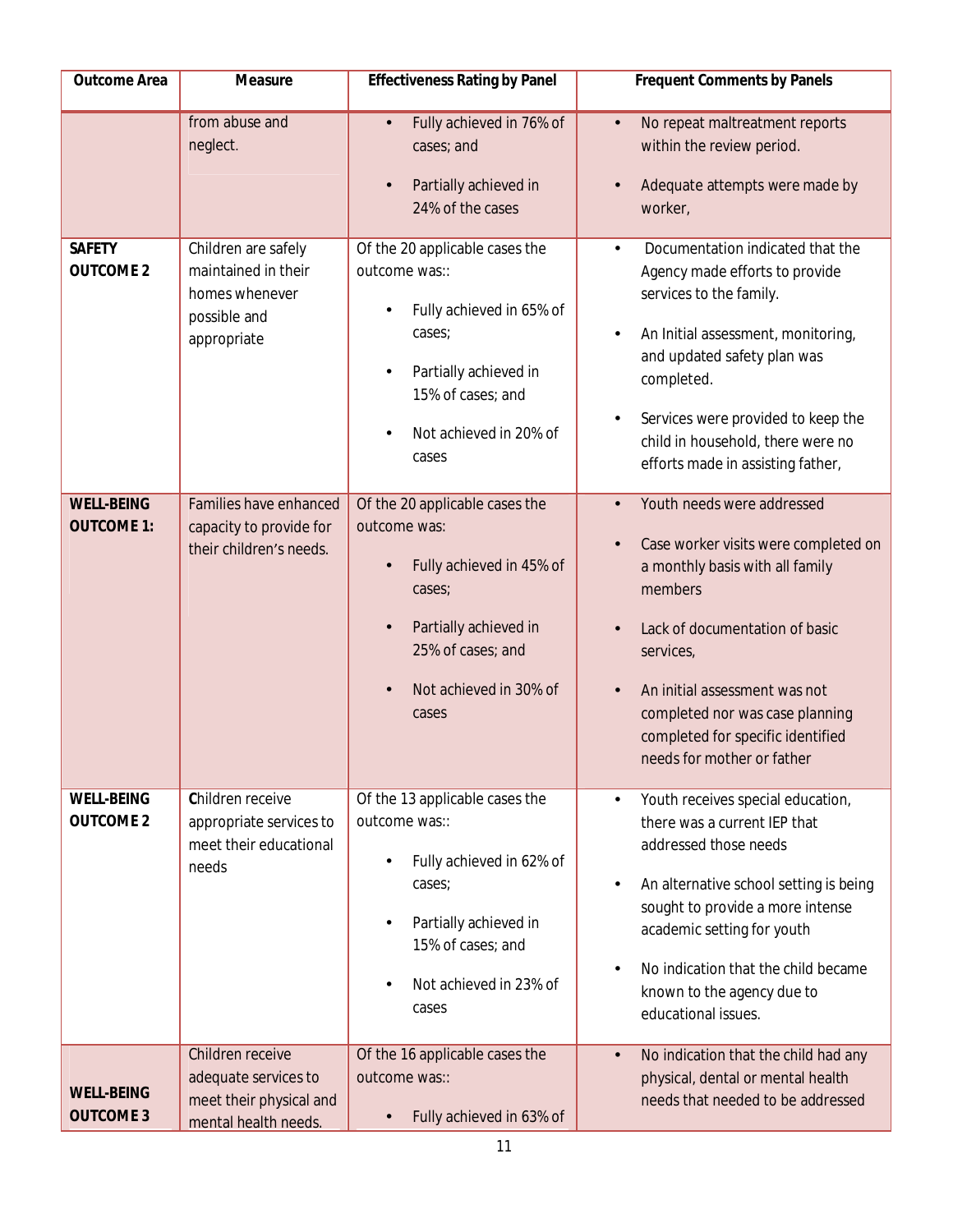| Outcome Area | Measure | Effectiveness Rating by Panel | Frequent Comments by Panels |
|---|---|---|---|
| | from abuse and neglect. | • Fully achieved in 76% of cases; and<br>• Partially achieved in 24% of the cases | • No repeat maltreatment reports within the review period.<br>• Adequate attempts were made by worker, |
| **SAFETY OUTCOME 2** | Children are safely maintained in their homes whenever possible and appropriate | Of the 20 applicable cases the outcome was::<br>• Fully achieved in 65% of cases;<br>• Partially achieved in 15% of cases; and<br>• Not achieved in 20% of cases | • Documentation indicated that the Agency made efforts to provide services to the family.<br>• An Initial assessment, monitoring, and updated safety plan was completed.<br>• Services were provided to keep the child in household, there were no efforts made in assisting father, |
| **WELL-BEING OUTCOME 1:** | Families have enhanced capacity to provide for their children's needs. | Of the 20 applicable cases the outcome was:<br>• Fully achieved in 45% of cases;<br>• Partially achieved in 25% of cases; and<br>• Not achieved in 30% of cases | • Youth needs were addressed<br>• Case worker visits were completed on a monthly basis with all family members<br>• Lack of documentation of basic services,<br>• An initial assessment was not completed nor was case planning completed for specific identified needs for mother or father |
| **WELL-BEING OUTCOME 2** | Children receive appropriate services to meet their educational needs | Of the 13 applicable cases the outcome was::<br>• Fully achieved in 62% of cases;<br>• Partially achieved in 15% of cases; and<br>• Not achieved in 23% of cases | • Youth receives special education, there was a current IEP that addressed those needs<br>• An alternative school setting is being sought to provide a more intense academic setting for youth<br>• No indication that the child became known to the agency due to educational issues. |
| **WELL-BEING OUTCOME 3** | Children receive adequate services to meet their physical and mental health needs. | Of the 16 applicable cases the outcome was::<br>• Fully achieved in 63% of | • No indication that the child had any physical, dental or mental health needs that needed to be addressed |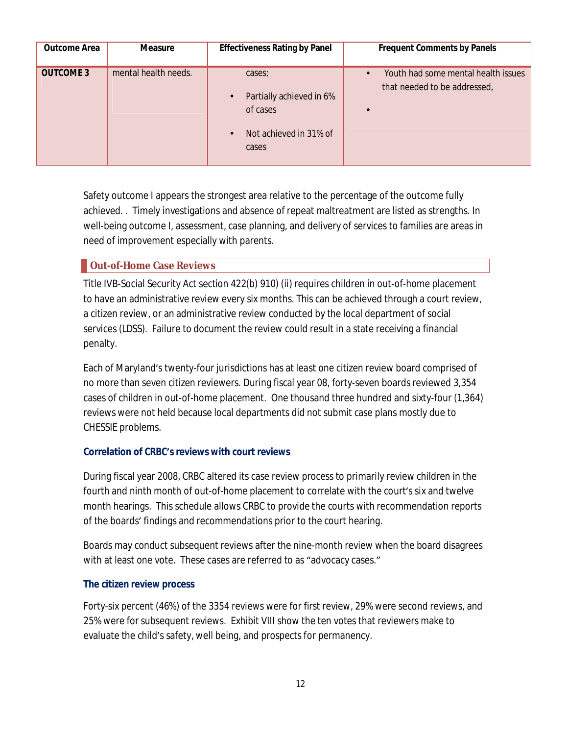| Outcome Area | Measure | Effectiveness Rating by Panel | Frequent Comments by Panels |
|---|---|---|---|
| **OUTCOME 3** | mental health needs. | cases;<br>• Partially achieved in 6% of cases<br>• Not achieved in 31% of cases | • Youth had some mental health issues that needed to be addressed,<br>• |

Safety outcome I appears the strongest area relative to the percentage of the outcome fully achieved. . Timely investigations and absence of repeat maltreatment are listed as strengths. In well-being outcome I, assessment, case planning, and delivery of services to families are areas in need of improvement especially with parents.

## Out-of-Home Case Reviews

Title IVB-Social Security Act section 422(b) 910) (ii) requires children in out-of-home placement to have an administrative review every six months. This can be achieved through a court review, a citizen review, or an administrative review conducted by the local department of social services (LDSS). Failure to document the review could result in a state receiving a financial penalty.

Each of Maryland's twenty-four jurisdictions has at least one citizen review board comprised of no more than seven citizen reviewers. During fiscal year 08, forty-seven boards reviewed 3,354 cases of children in out-of-home placement. One thousand three hundred and sixty-four (1,364) reviews were not held because local departments did not submit case plans mostly due to CHESSIE problems.

### Correlation of CRBC's reviews with court reviews

During fiscal year 2008, CRBC altered its case review process to primarily review children in the fourth and ninth month of out-of-home placement to correlate with the court's six and twelve month hearings. This schedule allows CRBC to provide the courts with recommendation reports of the boards' findings and recommendations prior to the court hearing.

Boards may conduct subsequent reviews after the nine-month review when the board disagrees with at least one vote. These cases are referred to as "advocacy cases."

### The citizen review process

Forty-six percent (46%) of the 3354 reviews were for first review, 29% were second reviews, and 25% were for subsequent reviews. Exhibit VIII show the ten votes that reviewers make to evaluate the child's safety, well being, and prospects for permanency.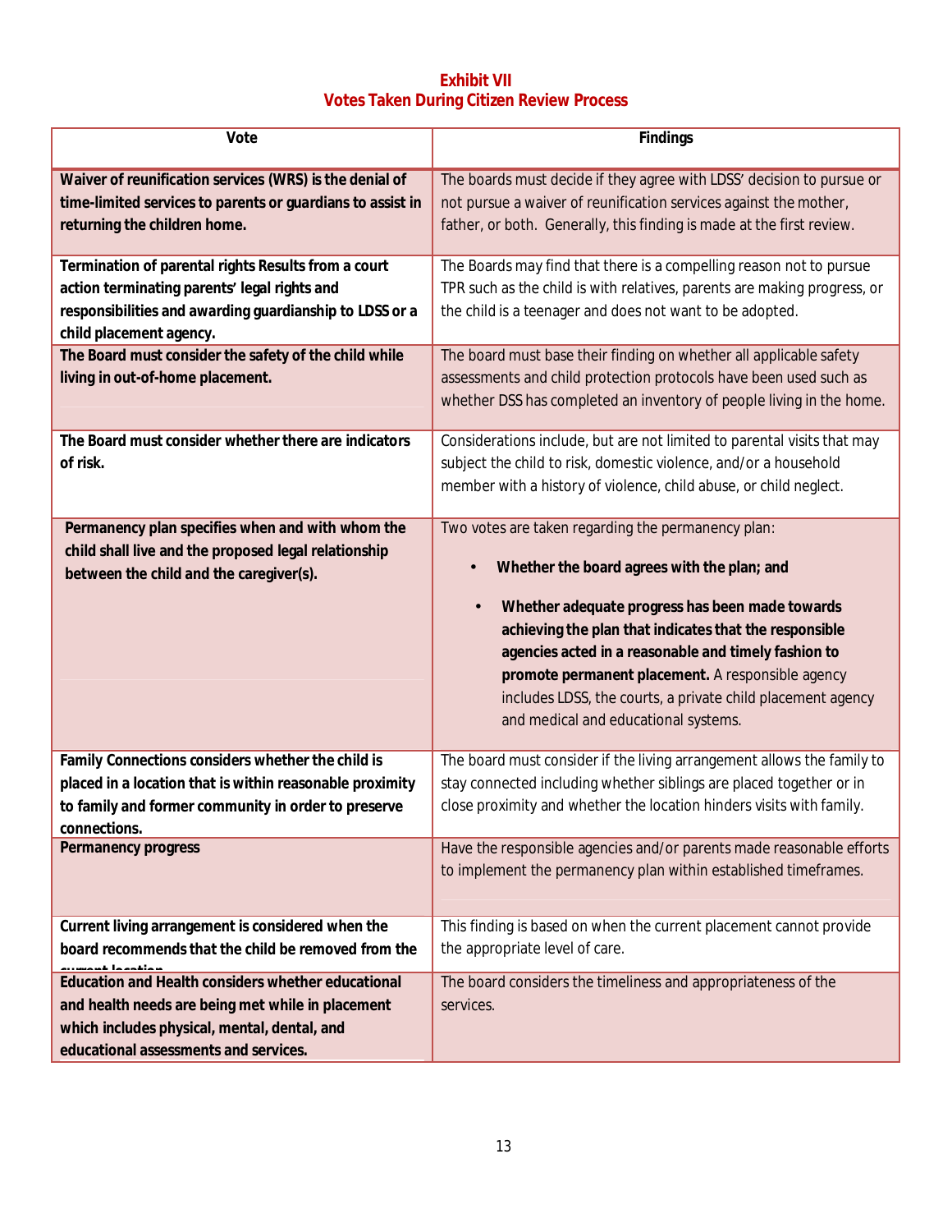**Exhibit VII**
**Votes Taken During Citizen Review Process**

| Vote | Findings |
|---|---|
| **Waiver of reunification services (WRS) is the denial of time-limited services to parents or guardians to assist in returning the children home.** | The boards must decide if they agree with LDSS' decision to pursue or not pursue a waiver of reunification services against the mother, father, or both. Generally, this finding is made at the first review. |
| **Termination of parental rights Results from a court action terminating parents' legal rights and responsibilities and awarding guardianship to LDSS or a child placement agency.** | The Boards may find that there is a compelling reason not to pursue TPR such as the child is with relatives, parents are making progress, or the child is a teenager and does not want to be adopted. |
| **The Board must consider the safety of the child while living in out-of-home placement.** | The board must base their finding on whether all applicable safety assessments and child protection protocols have been used such as whether DSS has completed an inventory of people living in the home. |
| **The Board must consider whether there are indicators of risk.** | Considerations include, but are not limited to parental visits that may subject the child to risk, domestic violence, and/or a household member with a history of violence, child abuse, or child neglect. |
| **Permanency plan specifies when and with whom the child shall live and the proposed legal relationship between the child and the caregiver(s).** | Two votes are taken regarding the permanency plan: <br>• **Whether the board agrees with the plan; and** <br>• **Whether adequate progress has been made towards achieving the plan that indicates that the responsible agencies acted in a reasonable and timely fashion to promote permanent placement.** A responsible agency includes LDSS, the courts, a private child placement agency and medical and educational systems. |
| **Family Connections considers whether the child is placed in a location that is within reasonable proximity to family and former community in order to preserve connections.** | The board must consider if the living arrangement allows the family to stay connected including whether siblings are placed together or in close proximity and whether the location hinders visits with family. |
| **Permanency progress** | Have the responsible agencies and/or parents made reasonable efforts to implement the permanency plan within established timeframes. |
| **Current living arrangement is considered when the board recommends that the child be removed from the current location** | This finding is based on when the current placement cannot provide the appropriate level of care. |
| **Education and Health considers whether educational and health needs are being met while in placement which includes physical, mental, dental, and educational assessments and services.** | The board considers the timeliness and appropriateness of the services. |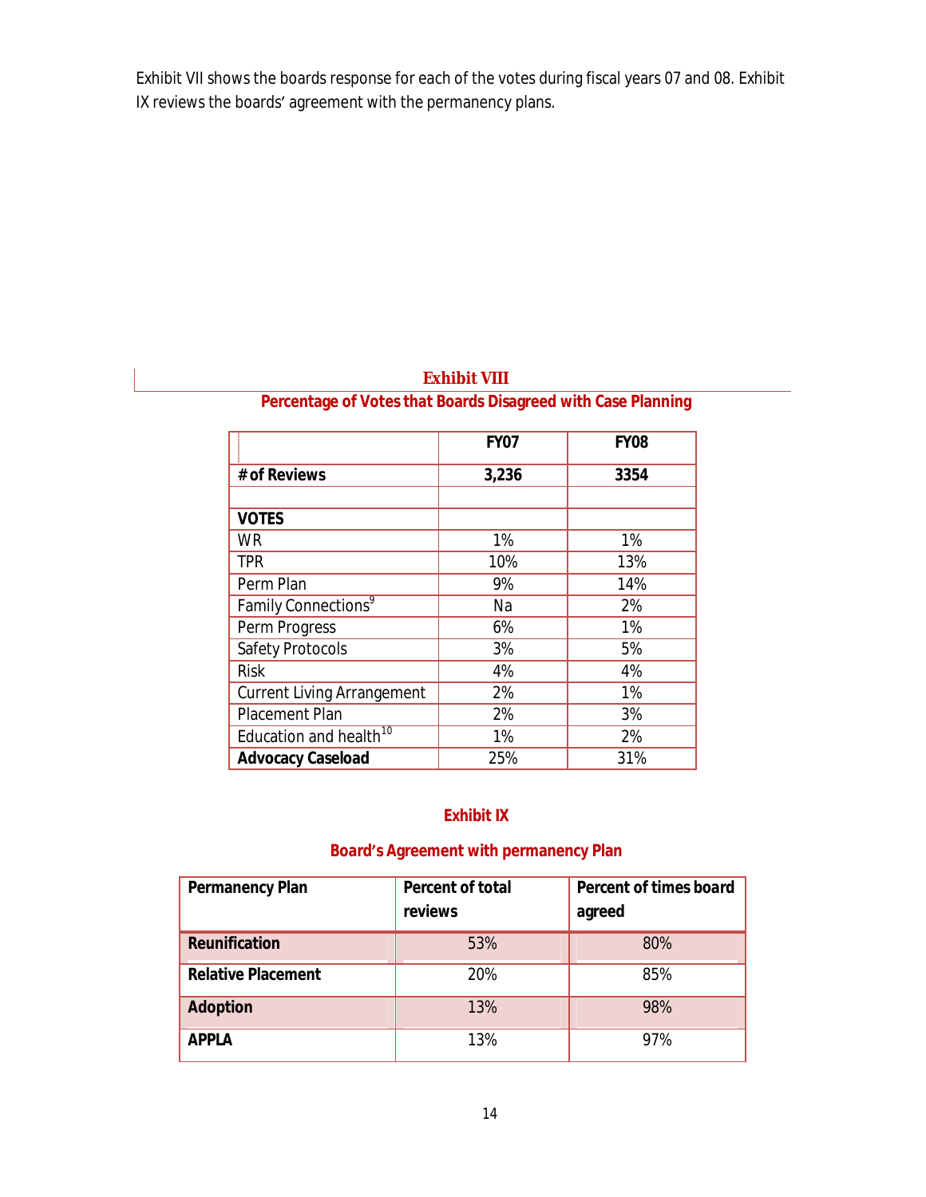Exhibit VII shows the boards response for each of the votes during fiscal years 07 and 08. Exhibit IX reviews the boards' agreement with the permanency plans.

## Exhibit VIII

### Percentage of Votes that Boards Disagreed with Case Planning

| | FY07 | FY08 |
|---|---|---|
| **# of Reviews** | **3,236** | **3354** |
| | | |
| **VOTES** | | |
| WR | 1% | 1% |
| TPR | 10% | 13% |
| Perm Plan | 9% | 14% |
| Family Connections[9] | Na | 2% |
| Perm Progress | 6% | 1% |
| Safety Protocols | 3% | 5% |
| Risk | 4% | 4% |
| Current Living Arrangement | 2% | 1% |
| Placement Plan | 2% | 3% |
| Education and health[10] | 1% | 2% |
| **Advocacy Caseload** | 25% | 31% |

## Exhibit IX

### Board's Agreement with permanency Plan

| Permanency Plan | Percent of total reviews | Percent of times board agreed |
|---|---|---|
| **Reunification** | 53% | 80% |
| **Relative Placement** | 20% | 85% |
| **Adoption** | 13% | 98% |
| **APPLA** | 13% | 97% |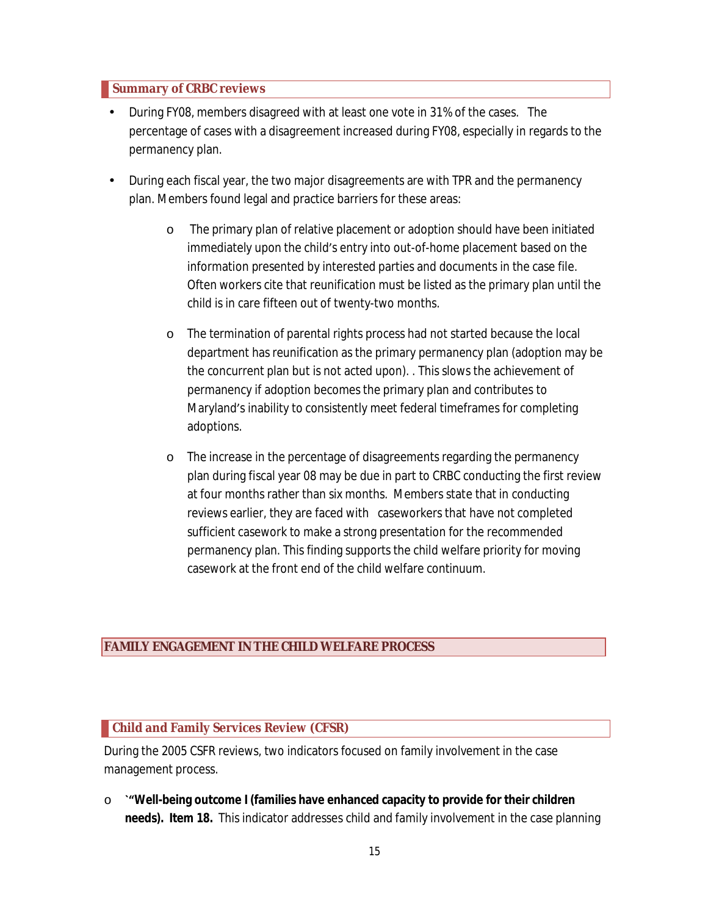### Summary of CRBC reviews

- During FY08, members disagreed with at least one vote in 31% of the cases. The percentage of cases with a disagreement increased during FY08, especially in regards to the permanency plan.

- During each fiscal year, the two major disagreements are with TPR and the permanency plan. Members found legal and practice barriers for these areas:

  - The primary plan of relative placement or adoption should have been initiated immediately upon the child's entry into out-of-home placement based on the information presented by interested parties and documents in the case file. Often workers cite that reunification must be listed as the primary plan until the child is in care fifteen out of twenty-two months.

  - The termination of parental rights process had not started because the local department has reunification as the primary permanency plan (adoption may be the concurrent plan but is not acted upon). . This slows the achievement of permanency if adoption becomes the primary plan and contributes to Maryland's inability to consistently meet federal timeframes for completing adoptions.

  - The increase in the percentage of disagreements regarding the permanency plan during fiscal year 08 may be due in part to CRBC conducting the first review at four months rather than six months. Members state that in conducting reviews earlier, they are faced with caseworkers that have not completed sufficient casework to make a strong presentation for the recommended permanency plan. This finding supports the child welfare priority for moving casework at the front end of the child welfare continuum.

## FAMILY ENGAGEMENT IN THE CHILD WELFARE PROCESS

### Child and Family Services Review (CFSR)

During the 2005 CSFR reviews, two indicators focused on family involvement in the case management process.

- **`"Well-being outcome I (families have enhanced capacity to provide for their children needs). Item 18.** This indicator addresses child and family involvement in the case planning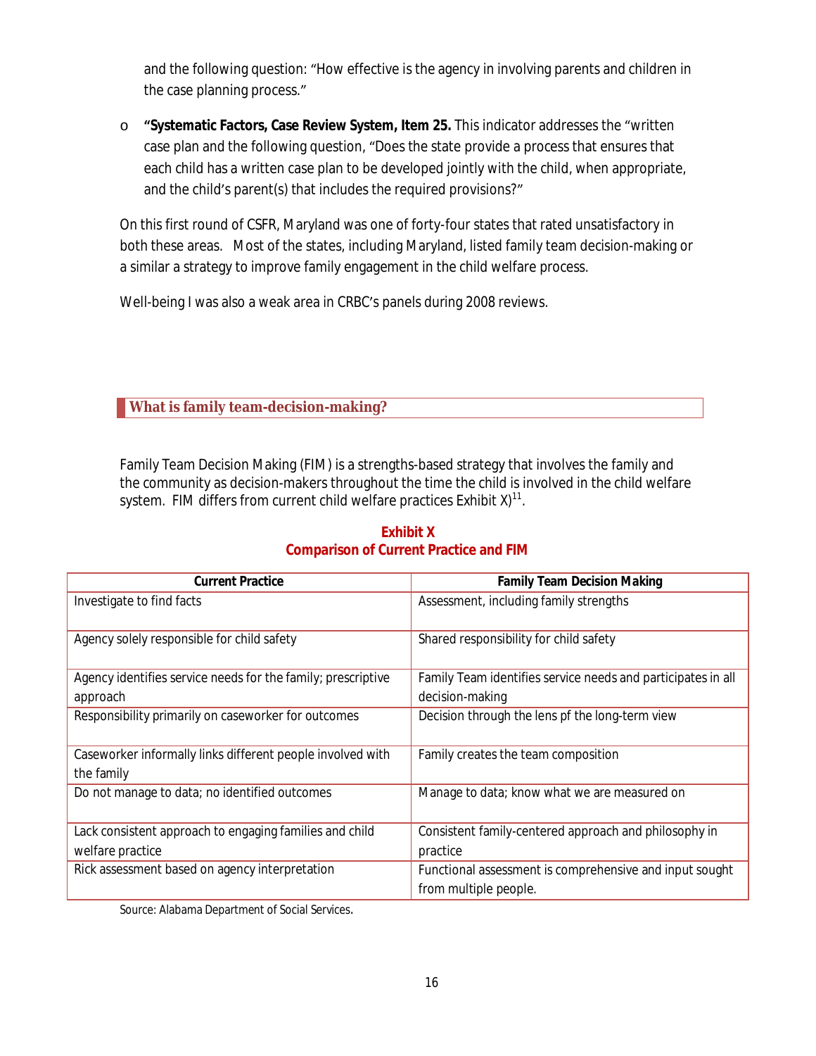and the following question: "How effective is the agency in involving parents and children in the case planning process."

- **"Systematic Factors, Case Review System, Item 25.** This indicator addresses the "written case plan and the following question, "Does the state provide a process that ensures that each child has a written case plan to be developed jointly with the child, when appropriate, and the child's parent(s) that includes the required provisions?"

On this first round of CSFR, Maryland was one of forty-four states that rated unsatisfactory in both these areas. Most of the states, including Maryland, listed family team decision-making or a similar a strategy to improve family engagement in the child welfare process.

Well-being I was also a weak area in CRBC's panels during 2008 reviews.

## What is family team-decision-making?

Family Team Decision Making (FIM) is a strengths-based strategy that involves the family and the community as decision-makers throughout the time the child is involved in the child welfare system. FIM differs from current child welfare practices Exhibit X)[11].

**Exhibit X**
**Comparison of Current Practice and FIM**

| Current Practice | Family Team Decision Making |
| --- | --- |
| Investigate to find facts | Assessment, including family strengths |
| Agency solely responsible for child safety | Shared responsibility for child safety |
| Agency identifies service needs for the family; prescriptive approach | Family Team identifies service needs and participates in all decision-making |
| Responsibility primarily on caseworker for outcomes | Decision through the lens pf the long-term view |
| Caseworker informally links different people involved with the family | Family creates the team composition |
| Do not manage to data; no identified outcomes | Manage to data; know what we are measured on |
| Lack consistent approach to engaging families and child welfare practice | Consistent family-centered approach and philosophy in practice |
| Rick assessment based on agency interpretation | Functional assessment is comprehensive and input sought from multiple people. |

Source: Alabama Department of Social Services.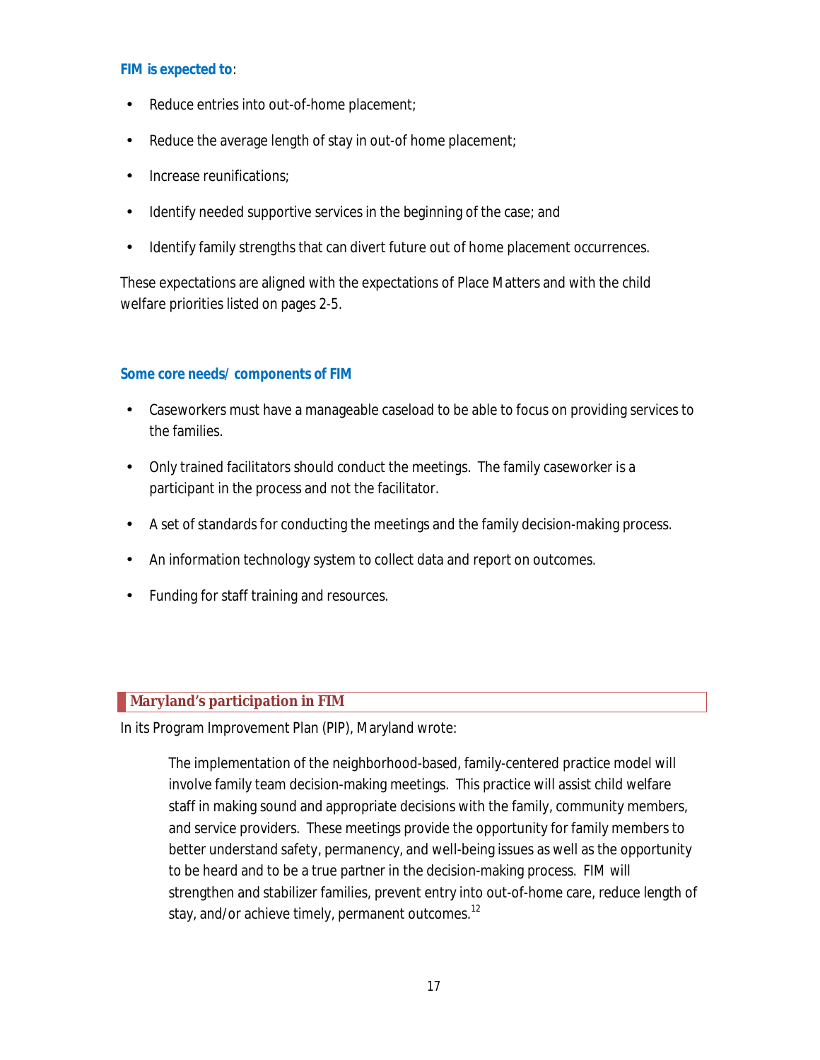### FIM is expected to:

- Reduce entries into out-of-home placement;
- Reduce the average length of stay in out-of home placement;
- Increase reunifications;
- Identify needed supportive services in the beginning of the case; and
- Identify family strengths that can divert future out of home placement occurrences.

These expectations are aligned with the expectations of Place Matters and with the child welfare priorities listed on pages 2-5.

### Some core needs/ components of FIM

- Caseworkers must have a manageable caseload to be able to focus on providing services to the families.
- Only trained facilitators should conduct the meetings. The family caseworker is a participant in the process and not the facilitator.
- A set of standards for conducting the meetings and the family decision-making process.
- An information technology system to collect data and report on outcomes.
- Funding for staff training and resources.

## Maryland's participation in FIM

In its Program Improvement Plan (PIP), Maryland wrote:

> The implementation of the neighborhood-based, family-centered practice model will involve family team decision-making meetings. This practice will assist child welfare staff in making sound and appropriate decisions with the family, community members, and service providers. These meetings provide the opportunity for family members to better understand safety, permanency, and well-being issues as well as the opportunity to be heard and to be a true partner in the decision-making process. FIM will strengthen and stabilizer families, prevent entry into out-of-home care, reduce length of stay, and/or achieve timely, permanent outcomes.[12]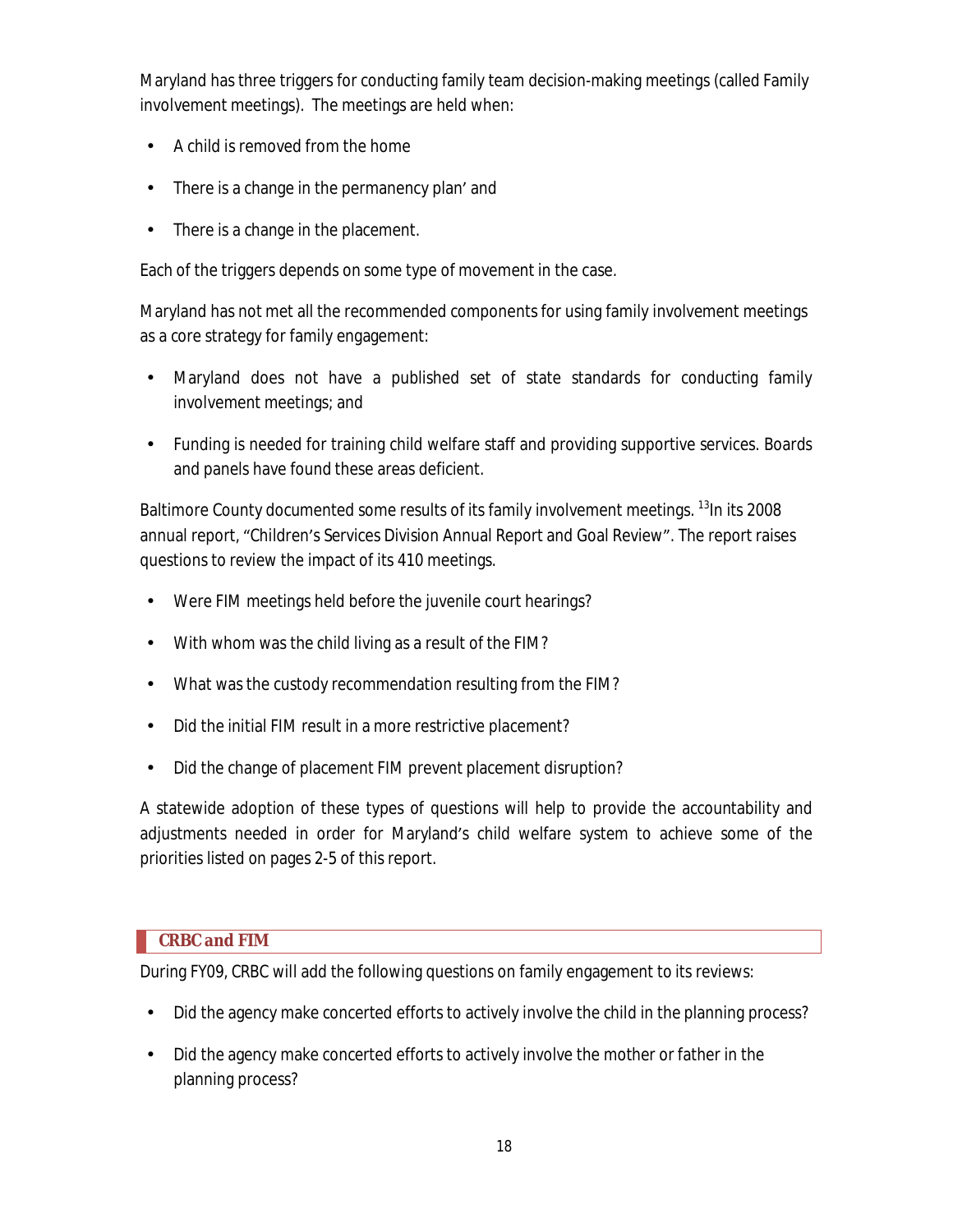Maryland has three triggers for conducting family team decision-making meetings (called Family involvement meetings). The meetings are held when:

- A child is removed from the home
- There is a change in the permanency plan' and
- There is a change in the placement.

Each of the triggers depends on some type of movement in the case.

Maryland has not met all the recommended components for using family involvement meetings as a core strategy for family engagement:

- Maryland does not have a published set of state standards for conducting family involvement meetings; and
- Funding is needed for training child welfare staff and providing supportive services. Boards and panels have found these areas deficient.

Baltimore County documented some results of its family involvement meetings. [13]In its 2008 annual report, "Children's Services Division Annual Report and Goal Review". The report raises questions to review the impact of its 410 meetings.

- Were FIM meetings held before the juvenile court hearings?
- With whom was the child living as a result of the FIM?
- What was the custody recommendation resulting from the FIM?
- Did the initial FIM result in a more restrictive placement?
- Did the change of placement FIM prevent placement disruption?

A statewide adoption of these types of questions will help to provide the accountability and adjustments needed in order for Maryland's child welfare system to achieve some of the priorities listed on pages 2-5 of this report.

## CRBC and FIM

During FY09, CRBC will add the following questions on family engagement to its reviews:

- Did the agency make concerted efforts to actively involve the child in the planning process?
- Did the agency make concerted efforts to actively involve the mother or father in the planning process?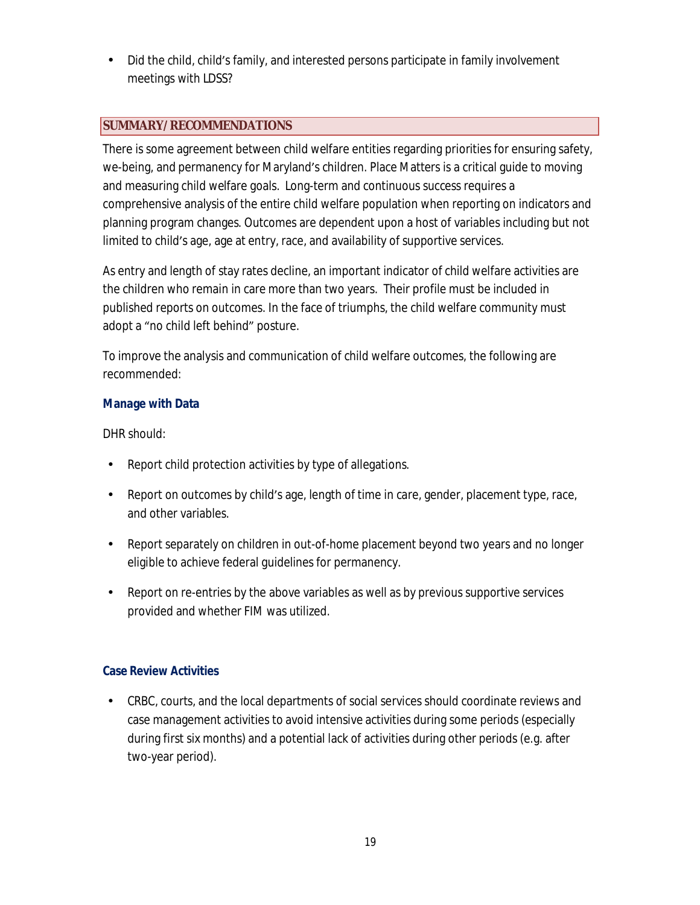- Did the child, child's family, and interested persons participate in family involvement meetings with LDSS?

## SUMMARY/RECOMMENDATIONS

There is some agreement between child welfare entities regarding priorities for ensuring safety, we-being, and permanency for Maryland's children. Place Matters is a critical guide to moving and measuring child welfare goals. Long-term and continuous success requires a comprehensive analysis of the entire child welfare population when reporting on indicators and planning program changes. Outcomes are dependent upon a host of variables including but not limited to child's age, age at entry, race, and availability of supportive services.

As entry and length of stay rates decline, an important indicator of child welfare activities are the children who remain in care more than two years. Their profile must be included in published reports on outcomes. In the face of triumphs, the child welfare community must adopt a "no child left behind" posture.

To improve the analysis and communication of child welfare outcomes, the following are recommended:

### Manage with Data

DHR should:

- Report child protection activities by type of allegations.
- Report on outcomes by child's age, length of time in care, gender, placement type, race, and other variables.
- Report separately on children in out-of-home placement beyond two years and no longer eligible to achieve federal guidelines for permanency.
- Report on re-entries by the above variables as well as by previous supportive services provided and whether FIM was utilized.

### Case Review Activities

- CRBC, courts, and the local departments of social services should coordinate reviews and case management activities to avoid intensive activities during some periods (especially during first six months) and a potential lack of activities during other periods (e.g. after two-year period).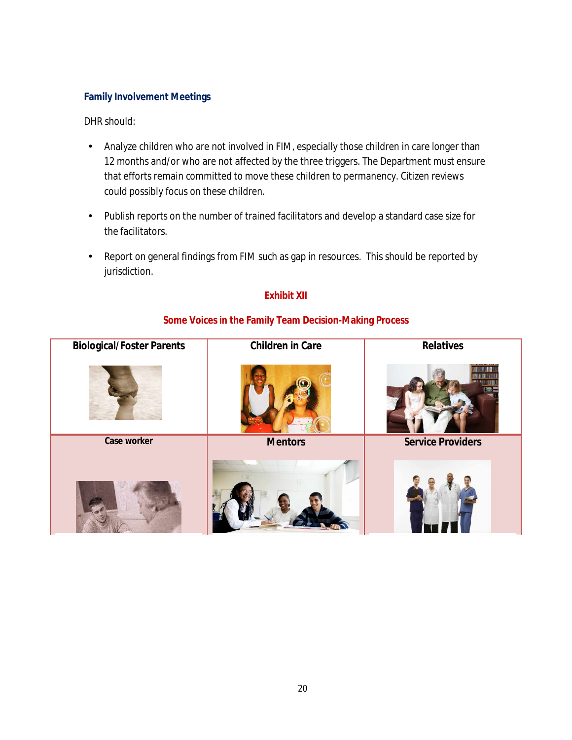### Family Involvement Meetings

DHR should:

- Analyze children who are not involved in FIM, especially those children in care longer than 12 months and/or who are not affected by the three triggers. The Department must ensure that efforts remain committed to move these children to permanency. Citizen reviews could possibly focus on these children.

- Publish reports on the number of trained facilitators and develop a standard case size for the facilitators.

- Report on general findings from FIM such as gap in resources. This should be reported by jurisdiction.

**Exhibit XII**

**Some Voices in the Family Team Decision-Making Process**

| Biological/Foster Parents | Children in Care | Relatives |
|---|---|---|
| **Case worker** | **Mentors** | **Service Providers** |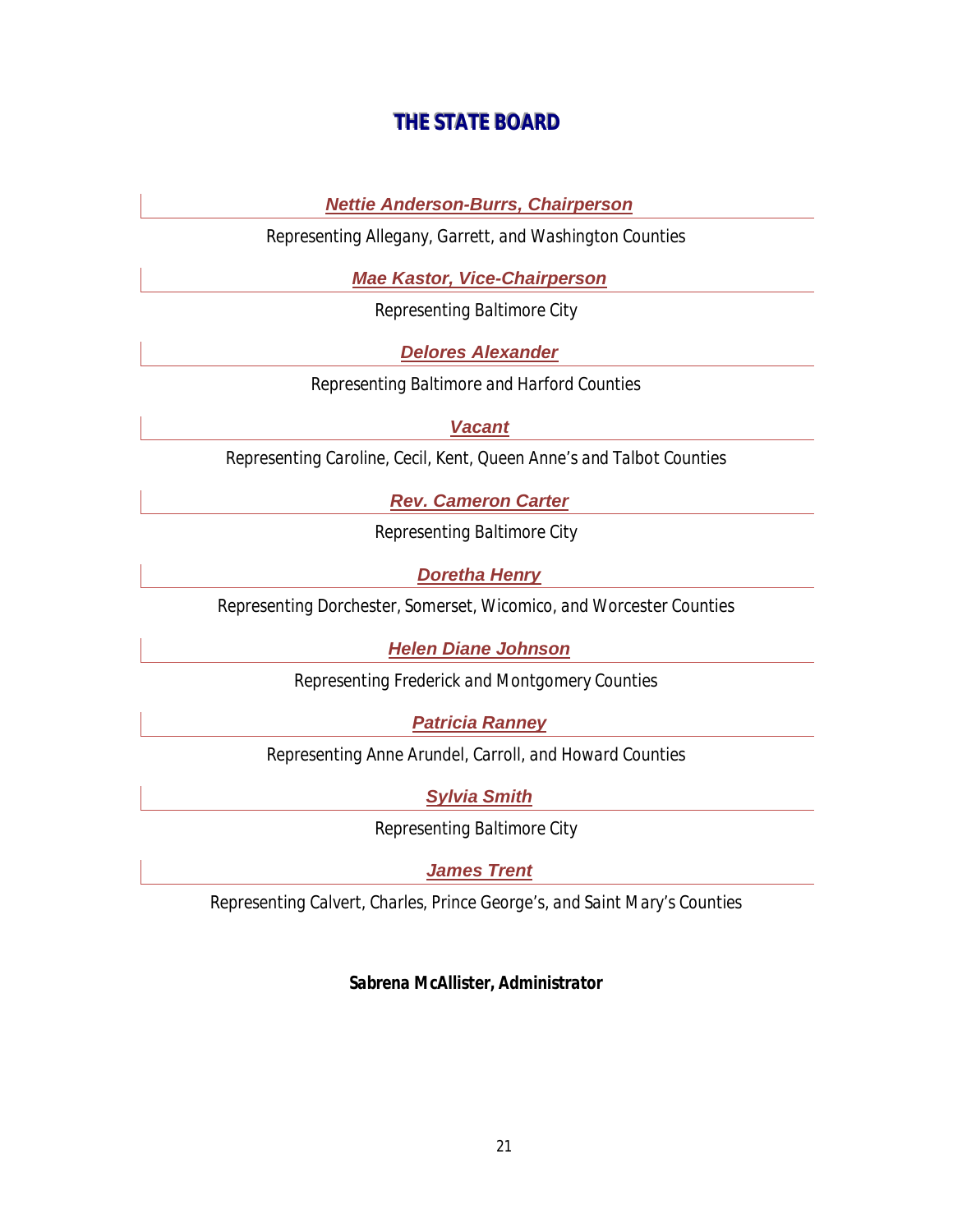# THE STATE BOARD

***Nettie Anderson-Burrs, Chairperson***

Representing Allegany, Garrett, and Washington Counties

***Mae Kastor, Vice-Chairperson***

Representing Baltimore City

***Delores Alexander***

Representing Baltimore and Harford Counties

***Vacant***

Representing Caroline, Cecil, Kent, Queen Anne's and Talbot Counties

***Rev. Cameron Carter***

Representing Baltimore City

***Doretha Henry***

Representing Dorchester, Somerset, Wicomico, and Worcester Counties

***Helen Diane Johnson***

Representing Frederick and Montgomery Counties

***Patricia Ranney***

Representing Anne Arundel, Carroll, and Howard Counties

***Sylvia Smith***

Representing Baltimore City

***James Trent***

Representing Calvert, Charles, Prince George's, and Saint Mary's Counties

**Sabrena McAllister, Administrator**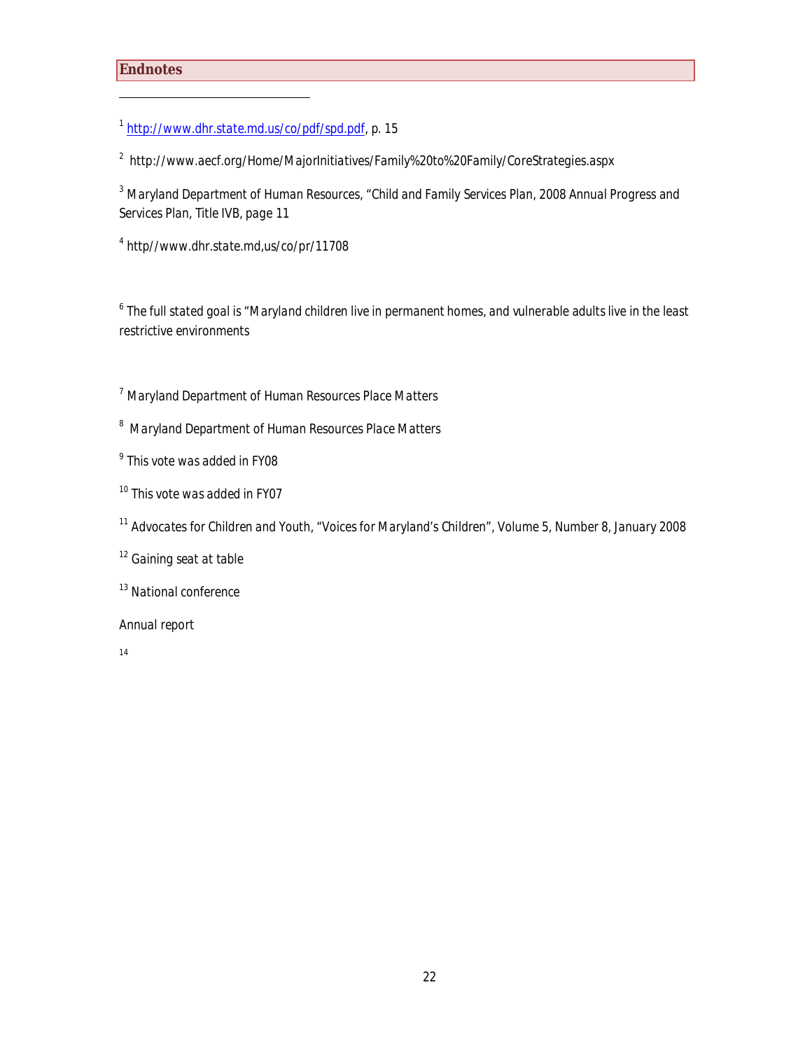## Endnotes

[1] http://www.dhr.state.md.us/co/pdf/spd.pdf, p. 15

[2] http://www.aecf.org/Home/MajorInitiatives/Family%20to%20Family/CoreStrategies.aspx

[3] Maryland Department of Human Resources, "Child and Family Services Plan, 2008 Annual Progress and Services Plan, Title IVB, page 11

[4] http//www.dhr.state.md,us/co/pr/11708

[6] The full stated goal is "Maryland children live in permanent homes, and vulnerable adults live in the least restrictive environments

[7] Maryland Department of Human Resources Place Matters

[8] Maryland Department of Human Resources Place Matters

[9] This vote was added in FY08

[10] This vote was added in FY07

[11] Advocates for Children and Youth, "Voices for Maryland's Children", Volume 5, Number 8, January 2008

[12] Gaining seat at table

[13] National conference

Annual report

[14]